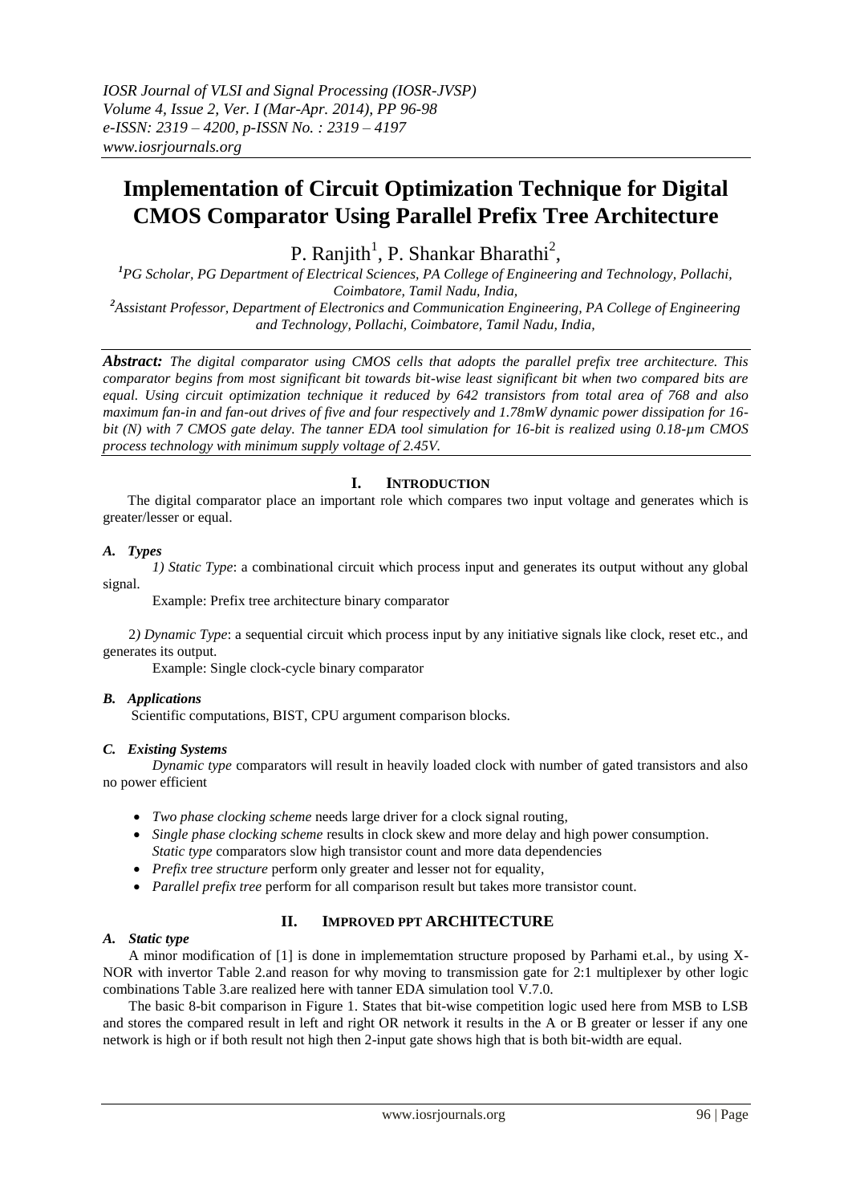# Implementation of Circuit Optimization Technique for Digital CMOS Comparator Using Parallel Prefix Tree Architecture

P. Ranjith[1], P. Shankar Bharathi[2],

[1]PG Scholar, PG Department of Electrical Sciences, PA College of Engineering and Technology, Pollachi, Coimbatore, Tamil Nadu, India,

[2]Assistant Professor, Department of Electronics and Communication Engineering, PA College of Engineering and Technology, Pollachi, Coimbatore, Tamil Nadu, India,

***Abstract:*** *The digital comparator using CMOS cells that adopts the parallel prefix tree architecture. This comparator begins from most significant bit towards bit-wise least significant bit when two compared bits are equal. Using circuit optimization technique it reduced by 642 transistors from total area of 768 and also maximum fan-in and fan-out drives of five and four respectively and 1.78mW dynamic power dissipation for 16-bit (N) with 7 CMOS gate delay. The tanner EDA tool simulation for 16-bit is realized using 0.18-µm CMOS process technology with minimum supply voltage of 2.45V.*

## I. Introduction

The digital comparator place an important role which compares two input voltage and generates which is greater/lesser or equal.

### *A. Types*

*1) Static Type*: a combinational circuit which process input and generates its output without any global signal.

Example: Prefix tree architecture binary comparator

2*) Dynamic Type*: a sequential circuit which process input by any initiative signals like clock, reset etc., and generates its output.

Example: Single clock-cycle binary comparator

### *B. Applications*

Scientific computations, BIST, CPU argument comparison blocks.

### *C. Existing Systems*

*Dynamic type* comparators will result in heavily loaded clock with number of gated transistors and also no power efficient

- *Two phase clocking scheme* needs large driver for a clock signal routing,
- *Single phase clocking scheme* results in clock skew and more delay and high power consumption.
  *Static type* comparators slow high transistor count and more data dependencies
- *Prefix tree structure* perform only greater and lesser not for equality,
- *Parallel prefix tree* perform for all comparison result but takes more transistor count.

## II. Improved PPT Architecture

### *A. Static type*

A minor modification of [1] is done in implememtation structure proposed by Parhami et.al., by using X-NOR with invertor Table 2.and reason for why moving to transmission gate for 2:1 multiplexer by other logic combinations Table 3.are realized here with tanner EDA simulation tool V.7.0.

The basic 8-bit comparison in Figure 1. States that bit-wise competition logic used here from MSB to LSB and stores the compared result in left and right OR network it results in the A or B greater or lesser if any one network is high or if both result not high then 2-input gate shows high that is both bit-width are equal.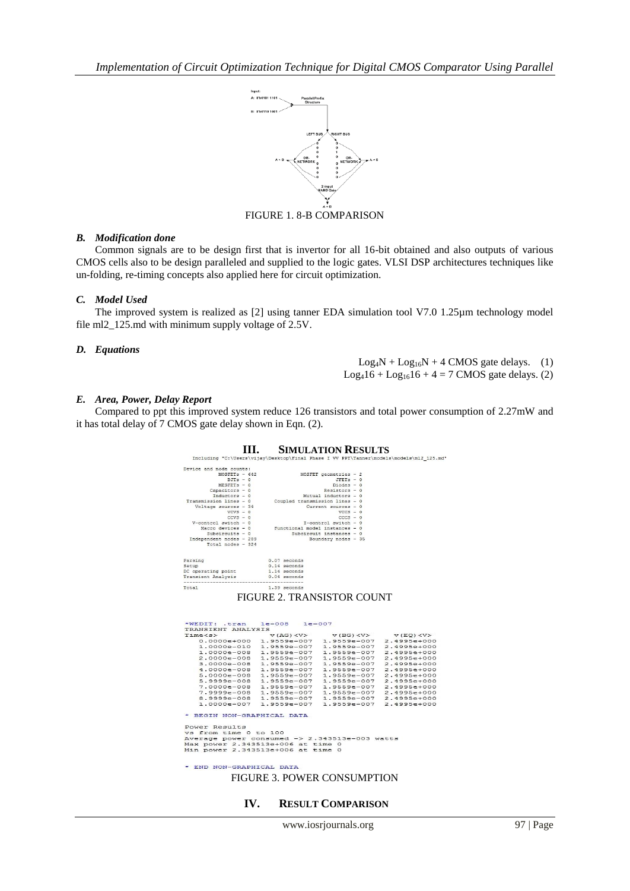FIGURE 1. 8-B COMPARISON

### *B. Modification done*

Common signals are to be design first that is invertor for all 16-bit obtained and also outputs of various CMOS cells also to be design paralleled and supplied to the logic gates. VLSI DSP architectures techniques like un-folding, re-timing concepts also applied here for circuit optimization.

### *C. Model Used*

The improved system is realized as [2] using tanner EDA simulation tool V7.0 1.25µm technology model file ml2_125.md with minimum supply voltage of 2.5V.

### *D. Equations*

$$\log_4 N + \log_{16} N + 4 \text{ CMOS gate delays.} \quad (1)$$

$$\log_4 16 + \log_{16} 16 + 4 = 7 \text{ CMOS gate delays.} \quad (2)$$

### *E. Area, Power, Delay Report*

Compared to ppt this improved system reduce 126 transistors and total power consumption of 2.27mW and it has total delay of 7 CMOS gate delay shown in Eqn. (2).

## III. Simulation Results

```
Including "C:\Users\vijay\Desktop\Final Phase I VV PPT\Tanner\models\models\ml2_125.md"

Device and node counts:
          MOSFETs - 442                 MOSFET geometries - 2
             BJTs - 0                               JFETs - 0
          MESFETs - 0                              Diodes - 0
       Capacitors - 0                           Resistors - 0
        Inductors - 0                   Mutual inductors - 0
Transmission lines - 0        Coupled transmission lines - 0
  Voltage sources - 34                   Current sources - 0
             VCVS - 0                                VCCS - 0
             CCVS - 0                                CCCS - 0
 V-control switch - 0                   I-control switch - 0
   Macro devices - 0       Functional model instances - 0
      Subcircuits - 0             Subcircuit instances - 0
Independent nodes - 289                   Boundary nodes - 35
      Total nodes - 324

Parsing                    0.07 seconds
Setup                      0.14 seconds
DC operating point         1.14 seconds
Transient Analysis         0.04 seconds
-----------------------------------------
Total                      1.39 seconds
```

FIGURE 2. TRANSISTOR COUNT

```
*WEDIT: .tran  1e-008  1e-007
TRANSIENT ANALYSIS
Time<s>         v(AG)<V>        v(BG)<V>        v(EQ)<V>
  0.0000e+000   1.9559e-007   1.9559e-007   2.4995e+000
  1.0000e-010   1.9559e-007   1.9559e-007   2.4995e+000
  1.0000e-008   1.9559e-007   1.9559e-007   2.4995e+000
  2.0000e-008   1.9559e-007   1.9559e-007   2.4995e+000
  3.0000e-008   1.9559e-007   1.9559e-007   2.4995e+000
  4.0000e-008   1.9559e-007   1.9559e-007   2.4995e+000
  5.0000e-008   1.9559e-007   1.9559e-007   2.4995e+000
  5.9999e-008   1.9559e-007   1.9559e-007   2.4995e+000
  7.0000e-008   1.9559e-007   1.9559e-007   2.4995e+000
  7.9999e-008   1.9559e-007   1.9559e-007   2.4995e+000
  8.9999e-008   1.9559e-007   1.9559e-007   2.4995e+000
  1.0000e-007   1.9559e-007   1.9559e-007   2.4995e+000

* BEGIN NON-GRAPHICAL DATA

Power Results
vs from time 0 to 100
Average power consumed -> 2.343513e-003 watts
Max power 2.343513e+006 at time 0
Min power 2.343513e+006 at time 0

* END NON-GRAPHICAL DATA
```

FIGURE 3. POWER CONSUMPTION

## IV. Result Comparison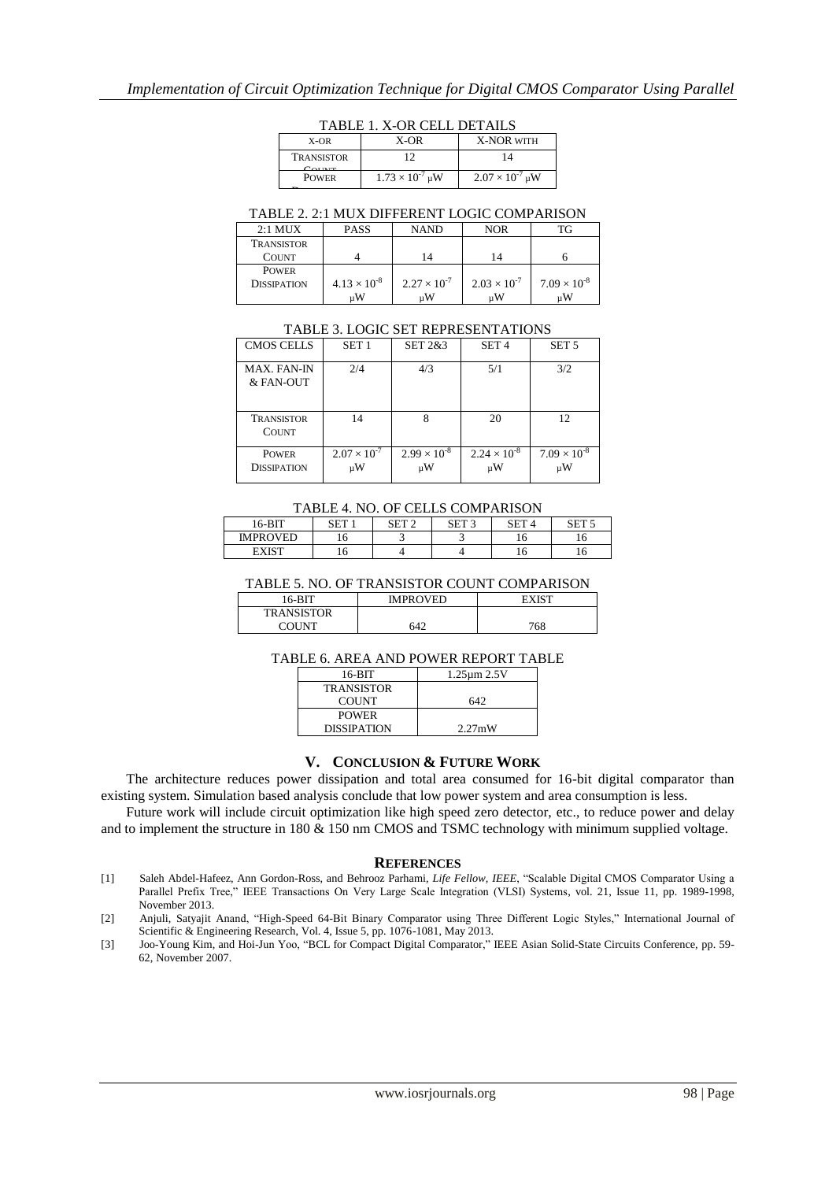TABLE 1. X-OR CELL DETAILS

| X-OR | X-OR | X-NOR WITH |
|---|---|---|
| TRANSISTOR COUNT | 12 | 14 |
| POWER | $1.73 \times 10^{-7}$ μW | $2.07 \times 10^{-7}$ μW |

TABLE 2. 2:1 MUX DIFFERENT LOGIC COMPARISON

| 2:1 MUX | PASS | NAND | NOR | TG |
|---|---|---|---|---|
| TRANSISTOR COUNT | 4 | 14 | 14 | 6 |
| POWER DISSIPATION | $4.13 \times 10^{-8}$ μW | $2.27 \times 10^{-7}$ μW | $2.03 \times 10^{-7}$ μW | $7.09 \times 10^{-8}$ μW |

TABLE 3. LOGIC SET REPRESENTATIONS

| CMOS CELLS | SET 1 | SET 2&3 | SET 4 | SET 5 |
|---|---|---|---|---|
| MAX. FAN-IN & FAN-OUT | 2/4 | 4/3 | 5/1 | 3/2 |
| TRANSISTOR COUNT | 14 | 8 | 20 | 12 |
| POWER DISSIPATION | $2.07 \times 10^{-7}$ μW | $2.99 \times 10^{-8}$ μW | $2.24 \times 10^{-8}$ μW | $7.09 \times 10^{-8}$ μW |

TABLE 4. NO. OF CELLS COMPARISON

| 16-BIT | SET 1 | SET 2 | SET 3 | SET 4 | SET 5 |
|---|---|---|---|---|---|
| IMPROVED | 16 | 3 | 3 | 16 | 16 |
| EXIST | 16 | 4 | 4 | 16 | 16 |

TABLE 5. NO. OF TRANSISTOR COUNT COMPARISON

| 16-BIT | IMPROVED | EXIST |
|---|---|---|
| TRANSISTOR COUNT | 642 | 768 |

TABLE 6. AREA AND POWER REPORT TABLE

| 16-BIT | 1.25μm 2.5V |
|---|---|
| TRANSISTOR COUNT | 642 |
| POWER DISSIPATION | 2.27mW |

## V. CONCLUSION & FUTURE WORK

The architecture reduces power dissipation and total area consumed for 16-bit digital comparator than existing system. Simulation based analysis conclude that low power system and area consumption is less.

Future work will include circuit optimization like high speed zero detector, etc., to reduce power and delay and to implement the structure in 180 & 150 nm CMOS and TSMC technology with minimum supplied voltage.

## REFERENCES

[1] Saleh Abdel-Hafeez, Ann Gordon-Ross, and Behrooz Parhami, *Life Fellow, IEEE*, "Scalable Digital CMOS Comparator Using a Parallel Prefix Tree," IEEE Transactions On Very Large Scale Integration (VLSI) Systems, vol. 21, Issue 11, pp. 1989-1998, November 2013.

[2] Anjuli, Satyajit Anand, "High-Speed 64-Bit Binary Comparator using Three Different Logic Styles," International Journal of Scientific & Engineering Research, Vol. 4, Issue 5, pp. 1076-1081, May 2013.

[3] Joo-Young Kim, and Hoi-Jun Yoo, "BCL for Compact Digital Comparator," IEEE Asian Solid-State Circuits Conference, pp. 59-62, November 2007.